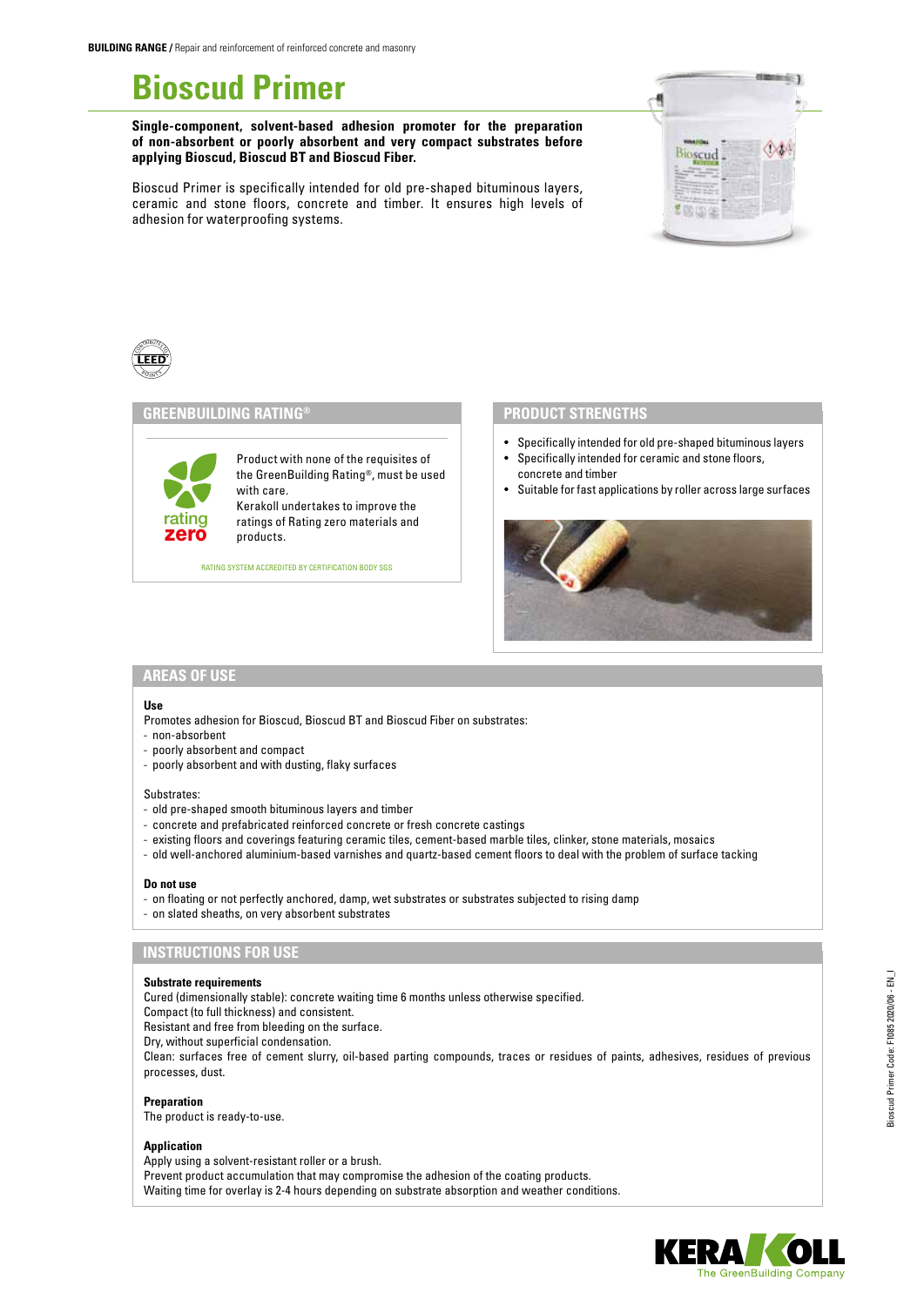**BUILDING RANGE /** Repair and reinforcement of reinforced concrete and masonry

# Bioscud Primer

**Single-component, solvent-based adhesion promoter for the preparation of non-absorbent or poorly absorbent and very compact substrates before applying Bioscud, Bioscud BT and Bioscud Fiber.**

Bioscud Primer is specifically intended for old pre-shaped bituminous layers, ceramic and stone floors, concrete and timber. It ensures high levels of adhesion for waterproofing systems.

## GREENBUILDING RATING®

rating zero

Product with none of the requisites of the GreenBuilding Rating®, must be used with care.
Kerakoll undertakes to improve the ratings of Rating zero materials and products.

RATING SYSTEM ACCREDITED BY CERTIFICATION BODY SGS

## PRODUCT STRENGTHS

- Specifically intended for old pre-shaped bituminous layers
- Specifically intended for ceramic and stone floors, concrete and timber
- Suitable for fast applications by roller across large surfaces

## AREAS OF USE

**Use**

Promotes adhesion for Bioscud, Bioscud BT and Bioscud Fiber on substrates:
- non-absorbent
- poorly absorbent and compact
- poorly absorbent and with dusting, flaky surfaces

Substrates:
- old pre-shaped smooth bituminous layers and timber
- concrete and prefabricated reinforced concrete or fresh concrete castings
- existing floors and coverings featuring ceramic tiles, cement-based marble tiles, clinker, stone materials, mosaics
- old well-anchored aluminium-based varnishes and quartz-based cement floors to deal with the problem of surface tacking

**Do not use**
- on floating or not perfectly anchored, damp, wet substrates or substrates subjected to rising damp
- on slated sheaths, on very absorbent substrates

## INSTRUCTIONS FOR USE

**Substrate requirements**

Cured (dimensionally stable): concrete waiting time 6 months unless otherwise specified.
Compact (to full thickness) and consistent.
Resistant and free from bleeding on the surface.
Dry, without superficial condensation.
Clean: surfaces free of cement slurry, oil-based parting compounds, traces or residues of paints, adhesives, residues of previous processes, dust.

**Preparation**

The product is ready-to-use.

**Application**

Apply using a solvent-resistant roller or a brush.
Prevent product accumulation that may compromise the adhesion of the coating products.
Waiting time for overlay is 2-4 hours depending on substrate absorption and weather conditions.

Bioscud Primer Code: F1085 2020/06 - EN_I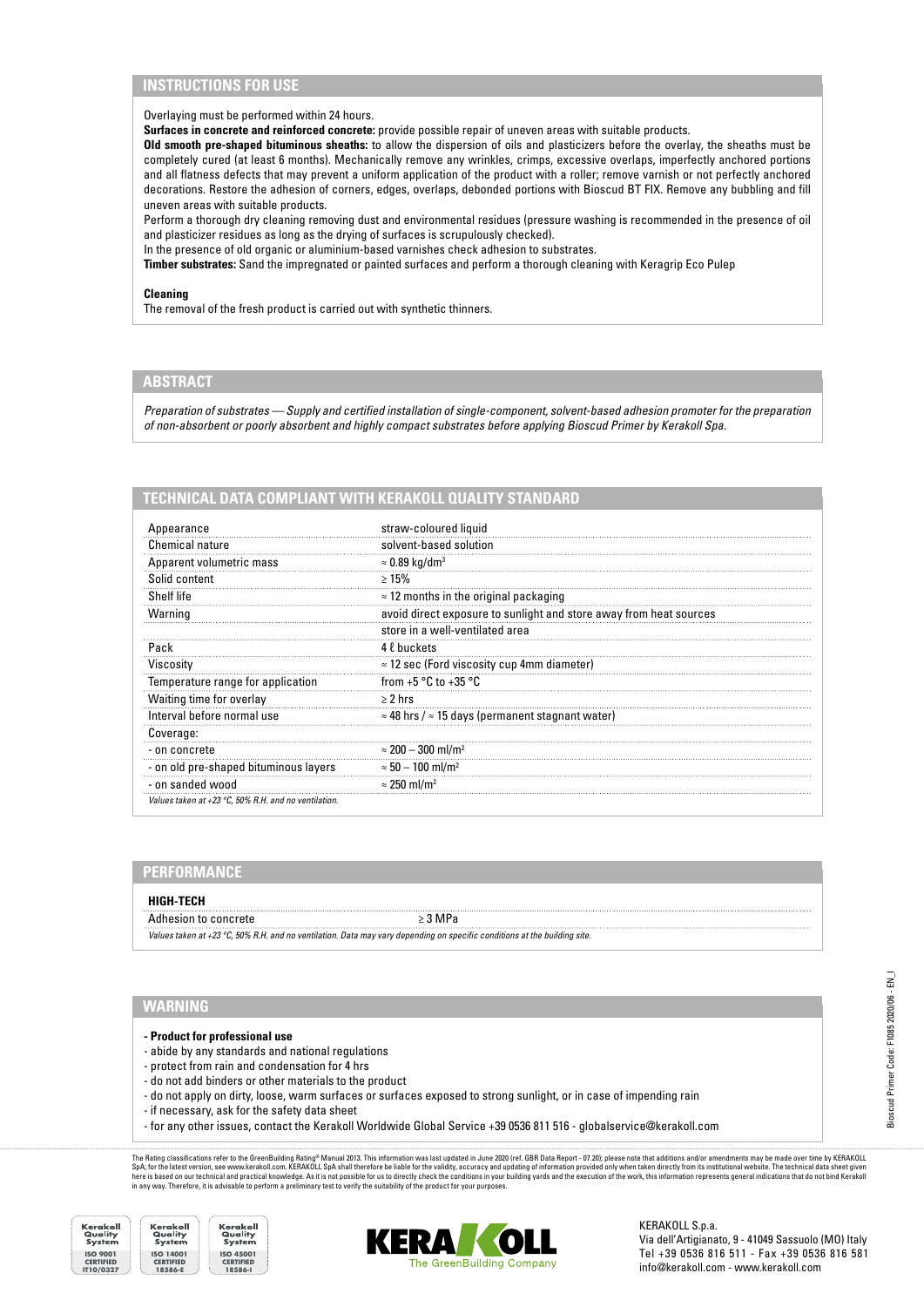## INSTRUCTIONS FOR USE

Overlaying must be performed within 24 hours.

**Surfaces in concrete and reinforced concrete:** provide possible repair of uneven areas with suitable products.

**Old smooth pre-shaped bituminous sheaths:** to allow the dispersion of oils and plasticizers before the overlay, the sheaths must be completely cured (at least 6 months). Mechanically remove any wrinkles, crimps, excessive overlaps, imperfectly anchored portions and all flatness defects that may prevent a uniform application of the product with a roller; remove varnish or not perfectly anchored decorations. Restore the adhesion of corners, edges, overlaps, debonded portions with Bioscud BT FIX. Remove any bubbling and fill uneven areas with suitable products.

Perform a thorough dry cleaning removing dust and environmental residues (pressure washing is recommended in the presence of oil and plasticizer residues as long as the drying of surfaces is scrupulously checked).

In the presence of old organic or aluminium-based varnishes check adhesion to substrates.

**Timber substrates:** Sand the impregnated or painted surfaces and perform a thorough cleaning with Keragrip Eco Pulep

**Cleaning**

The removal of the fresh product is carried out with synthetic thinners.

## ABSTRACT

*Preparation of substrates — Supply and certified installation of single-component, solvent-based adhesion promoter for the preparation of non-absorbent or poorly absorbent and highly compact substrates before applying Bioscud Primer by Kerakoll Spa.*

## TECHNICAL DATA COMPLIANT WITH KERAKOLL QUALITY STANDARD

| | |
|---|---|
| Appearance | straw-coloured liquid |
| Chemical nature | solvent-based solution |
| Apparent volumetric mass | ≈ 0.89 kg/dm³ |
| Solid content | ≥ 15% |
| Shelf life | ≈ 12 months in the original packaging |
| Warning | avoid direct exposure to sunlight and store away from heat sources |
| | store in a well-ventilated area |
| Pack | 4 ℓ buckets |
| Viscosity | ≈ 12 sec (Ford viscosity cup 4mm diameter) |
| Temperature range for application | from +5 °C to +35 °C |
| Waiting time for overlay | ≥ 2 hrs |
| Interval before normal use | ≈ 48 hrs / ≈ 15 days (permanent stagnant water) |
| Coverage: | |
| - on concrete | ≈ 200 – 300 ml/m² |
| - on old pre-shaped bituminous layers | ≈ 50 – 100 ml/m² |
| - on sanded wood | ≈ 250 ml/m² |

*Values taken at +23 °C, 50% R.H. and no ventilation.*

## PERFORMANCE

**HIGH-TECH**

| | |
|---|---|
| Adhesion to concrete | ≥ 3 MPa |

*Values taken at +23 °C, 50% R.H. and no ventilation. Data may vary depending on specific conditions at the building site.*

## WARNING

- **Product for professional use**
- abide by any standards and national regulations
- protect from rain and condensation for 4 hrs
- do not add binders or other materials to the product
- do not apply on dirty, loose, warm surfaces or surfaces exposed to strong sunlight, or in case of impending rain
- if necessary, ask for the safety data sheet
- for any other issues, contact the Kerakoll Worldwide Global Service +39 0536 811 516 - globalservice@kerakoll.com

The Rating classifications refer to the GreenBuilding Rating® Manual 2013. This information was last updated in June 2020 (ref. GBR Data Report - 07.20); please note that additions and/or amendments may be made over time by KERAKOLL SpA; for the latest version, see www.kerakoll.com. KERAKOLL SpA shall therefore be liable for the validity, accuracy and updating of information provided only when taken directly from its institutional website. The technical data sheet given here is based on our technical and practical knowledge. As it is not possible for us to directly check the conditions in your building yards and the execution of the work, this information represents general indications that do not bind Kerakoll in any way. Therefore, it is advisable to perform a preliminary test to verify the suitability of the product for your purposes.

Kerakoll Quality System ISO 9001 CERTIFIED IT10/0327 — Kerakoll Quality System ISO 14001 CERTIFIED 18586-E — Kerakoll Quality System ISO 45001 CERTIFIED 18586-I

KERAKOLL The GreenBuilding Company

KERAKOLL S.p.a.
Via dell'Artigianato, 9 - 41049 Sassuolo (MO) Italy
Tel +39 0536 816 511 - Fax +39 0536 816 581
info@kerakoll.com - www.kerakoll.com

Bioscud Primer Code: F1085 2020/06 - EN_I